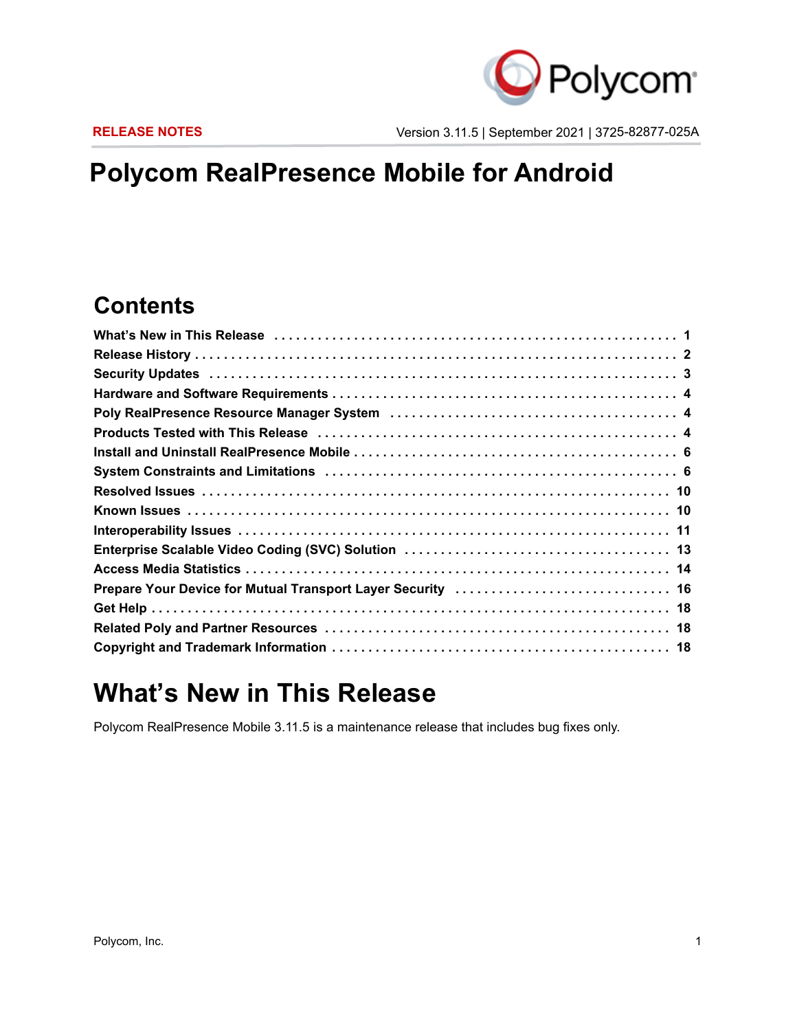**RELEASE NOTES** Version 3.11.5 | September 2021 | 3725-82877-025A

# Polycom RealPresence Mobile for Android

## Contents

| | |
|---|---|
| What's New in This Release | 1 |
| Release History | 2 |
| Security Updates | 3 |
| Hardware and Software Requirements | 4 |
| Poly RealPresence Resource Manager System | 4 |
| Products Tested with This Release | 4 |
| Install and Uninstall RealPresence Mobile | 6 |
| System Constraints and Limitations | 6 |
| Resolved Issues | 10 |
| Known Issues | 10 |
| Interoperability Issues | 11 |
| Enterprise Scalable Video Coding (SVC) Solution | 13 |
| Access Media Statistics | 14 |
| Prepare Your Device for Mutual Transport Layer Security | 16 |
| Get Help | 18 |
| Related Poly and Partner Resources | 18 |
| Copyright and Trademark Information | 18 |

# What's New in This Release

Polycom RealPresence Mobile 3.11.5 is a maintenance release that includes bug fixes only.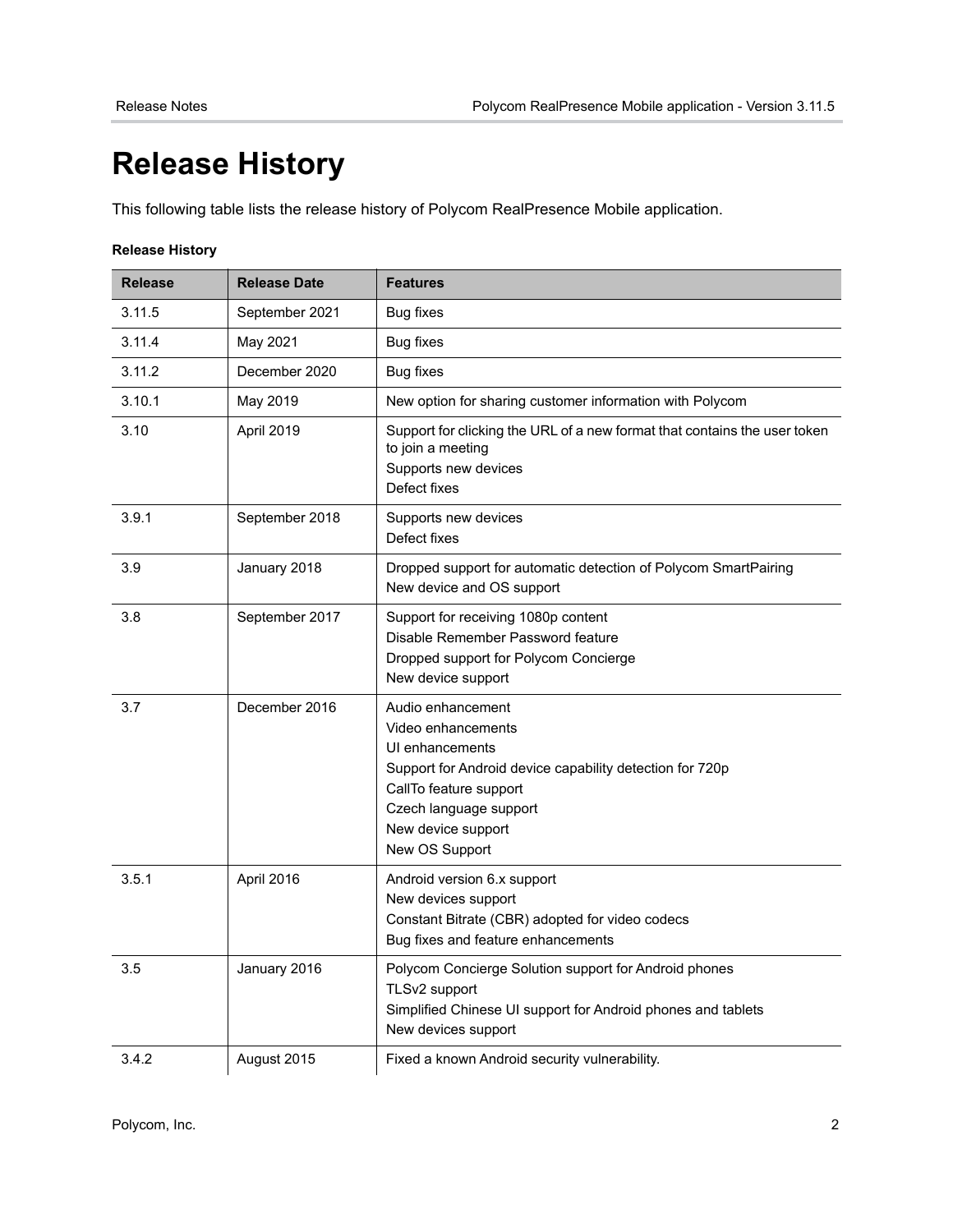# Release History

This following table lists the release history of Polycom RealPresence Mobile application.

**Release History**

| Release | Release Date | Features |
| --- | --- | --- |
| 3.11.5 | September 2021 | Bug fixes |
| 3.11.4 | May 2021 | Bug fixes |
| 3.11.2 | December 2020 | Bug fixes |
| 3.10.1 | May 2019 | New option for sharing customer information with Polycom |
| 3.10 | April 2019 | Support for clicking the URL of a new format that contains the user token to join a meeting<br>Supports new devices<br>Defect fixes |
| 3.9.1 | September 2018 | Supports new devices<br>Defect fixes |
| 3.9 | January 2018 | Dropped support for automatic detection of Polycom SmartPairing<br>New device and OS support |
| 3.8 | September 2017 | Support for receiving 1080p content<br>Disable Remember Password feature<br>Dropped support for Polycom Concierge<br>New device support |
| 3.7 | December 2016 | Audio enhancement<br>Video enhancements<br>UI enhancements<br>Support for Android device capability detection for 720p<br>CallTo feature support<br>Czech language support<br>New device support<br>New OS Support |
| 3.5.1 | April 2016 | Android version 6.x support<br>New devices support<br>Constant Bitrate (CBR) adopted for video codecs<br>Bug fixes and feature enhancements |
| 3.5 | January 2016 | Polycom Concierge Solution support for Android phones<br>TLSv2 support<br>Simplified Chinese UI support for Android phones and tablets<br>New devices support |
| 3.4.2 | August 2015 | Fixed a known Android security vulnerability. |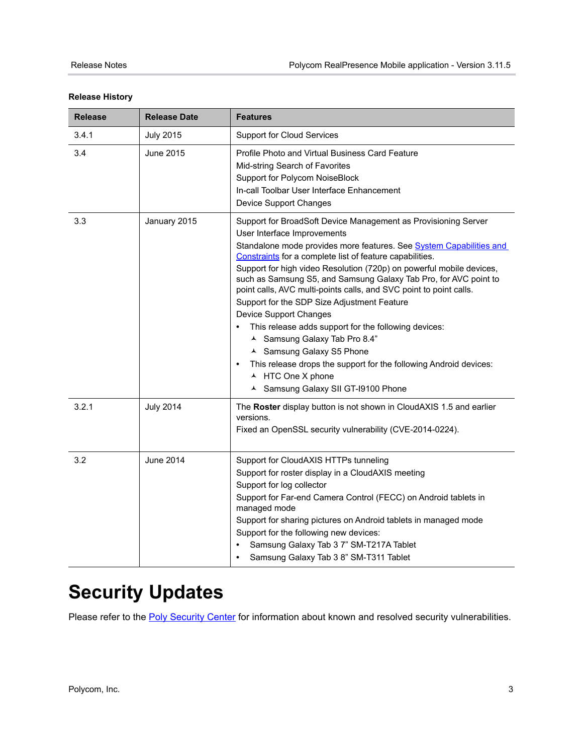**Release History**

| Release | Release Date | Features |
|---|---|---|
| 3.4.1 | July 2015 | Support for Cloud Services |
| 3.4 | June 2015 | Profile Photo and Virtual Business Card Feature<br>Mid-string Search of Favorites<br>Support for Polycom NoiseBlock<br>In-call Toolbar User Interface Enhancement<br>Device Support Changes |
| 3.3 | January 2015 | Support for BroadSoft Device Management as Provisioning Server<br>User Interface Improvements<br>Standalone mode provides more features. See System Capabilities and Constraints for a complete list of feature capabilities.<br>Support for high video Resolution (720p) on powerful mobile devices, such as Samsung S5, and Samsung Galaxy Tab Pro, for AVC point to point calls, AVC multi-points calls, and SVC point to point calls.<br>Support for the SDP Size Adjustment Feature<br>Device Support Changes<br>• This release adds support for the following devices:<br>  ▲ Samsung Galaxy Tab Pro 8.4”<br>  ▲ Samsung Galaxy S5 Phone<br>• This release drops the support for the following Android devices:<br>  ▲ HTC One X phone<br>  ▲ Samsung Galaxy SII GT-I9100 Phone |
| 3.2.1 | July 2014 | The **Roster** display button is not shown in CloudAXIS 1.5 and earlier versions.<br>Fixed an OpenSSL security vulnerability (CVE-2014-0224). |
| 3.2 | June 2014 | Support for CloudAXIS HTTPs tunneling<br>Support for roster display in a CloudAXIS meeting<br>Support for log collector<br>Support for Far-end Camera Control (FECC) on Android tablets in managed mode<br>Support for sharing pictures on Android tablets in managed mode<br>Support for the following new devices:<br>• Samsung Galaxy Tab 3 7” SM-T217A Tablet<br>• Samsung Galaxy Tab 3 8” SM-T311 Tablet |

# Security Updates

Please refer to the Poly Security Center for information about known and resolved security vulnerabilities.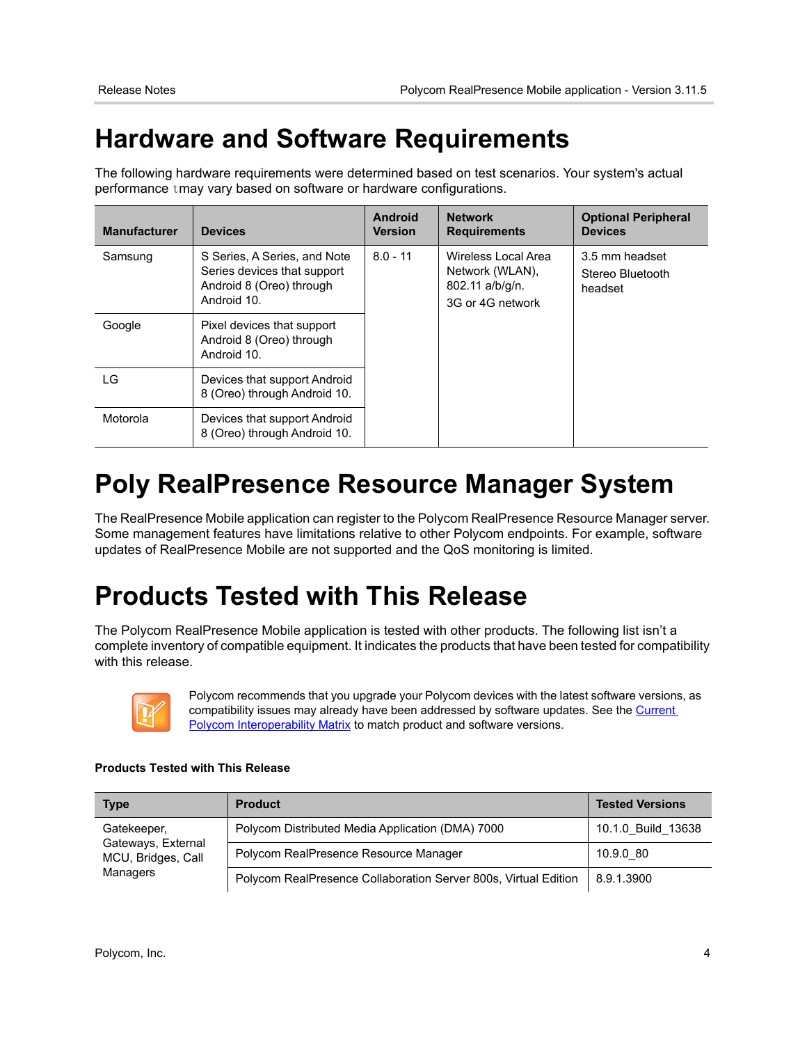# Hardware and Software Requirements

The following hardware requirements were determined based on test scenarios. Your system's actual performance may vary based on software or hardware configurations.

| Manufacturer | Devices | Android Version | Network Requirements | Optional Peripheral Devices |
|---|---|---|---|---|
| Samsung | S Series, A Series, and Note Series devices that support Android 8 (Oreo) through Android 10. | 8.0 - 11 | Wireless Local Area Network (WLAN), 802.11 a/b/g/n.<br>3G or 4G network | 3.5 mm headset<br>Stereo Bluetooth headset |
| Google | Pixel devices that support Android 8 (Oreo) through Android 10. | | | |
| LG | Devices that support Android 8 (Oreo) through Android 10. | | | |
| Motorola | Devices that support Android 8 (Oreo) through Android 10. | | | |

# Poly RealPresence Resource Manager System

The RealPresence Mobile application can register to the Polycom RealPresence Resource Manager server. Some management features have limitations relative to other Polycom endpoints. For example, software updates of RealPresence Mobile are not supported and the QoS monitoring is limited.

# Products Tested with This Release

The Polycom RealPresence Mobile application is tested with other products. The following list isn't a complete inventory of compatible equipment. It indicates the products that have been tested for compatibility with this release.

Polycom recommends that you upgrade your Polycom devices with the latest software versions, as compatibility issues may already have been addressed by software updates. See the Current Polycom Interoperability Matrix to match product and software versions.

**Products Tested with This Release**

| Type | Product | Tested Versions |
|---|---|---|
| Gatekeeper, Gateways, External MCU, Bridges, Call Managers | Polycom Distributed Media Application (DMA) 7000 | 10.1.0_Build_13638 |
| | Polycom RealPresence Resource Manager | 10.9.0_80 |
| | Polycom RealPresence Collaboration Server 800s, Virtual Edition | 8.9.1.3900 |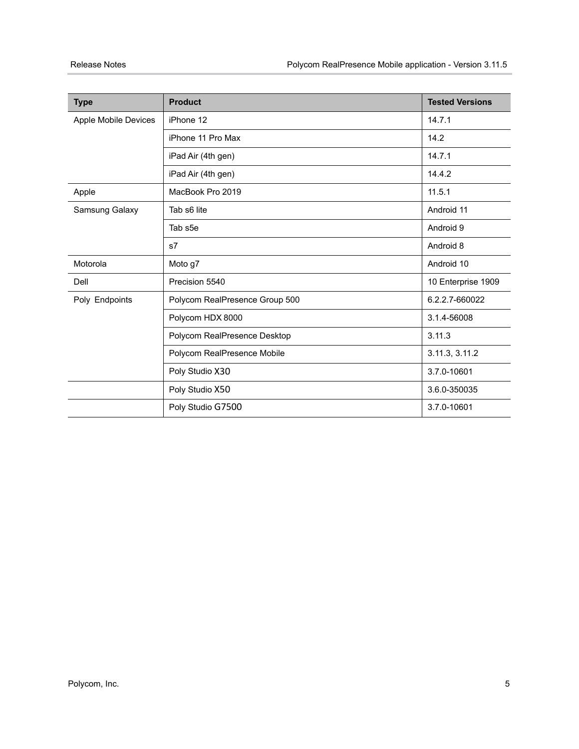| Type | Product | Tested Versions |
| --- | --- | --- |
| Apple Mobile Devices | iPhone 12 | 14.7.1 |
| | iPhone 11 Pro Max | 14.2 |
| | iPad Air (4th gen) | 14.7.1 |
| | iPad Air (4th gen) | 14.4.2 |
| Apple | MacBook Pro 2019 | 11.5.1 |
| Samsung Galaxy | Tab s6 lite | Android 11 |
| | Tab s5e | Android 9 |
| | s7 | Android 8 |
| Motorola | Moto g7 | Android 10 |
| Dell | Precision 5540 | 10 Enterprise 1909 |
| Poly Endpoints | Polycom RealPresence Group 500 | 6.2.2.7-660022 |
| | Polycom HDX 8000 | 3.1.4-56008 |
| | Polycom RealPresence Desktop | 3.11.3 |
| | Polycom RealPresence Mobile | 3.11.3, 3.11.2 |
| | Poly Studio X30 | 3.7.0-10601 |
| | Poly Studio X50 | 3.6.0-350035 |
| | Poly Studio G7500 | 3.7.0-10601 |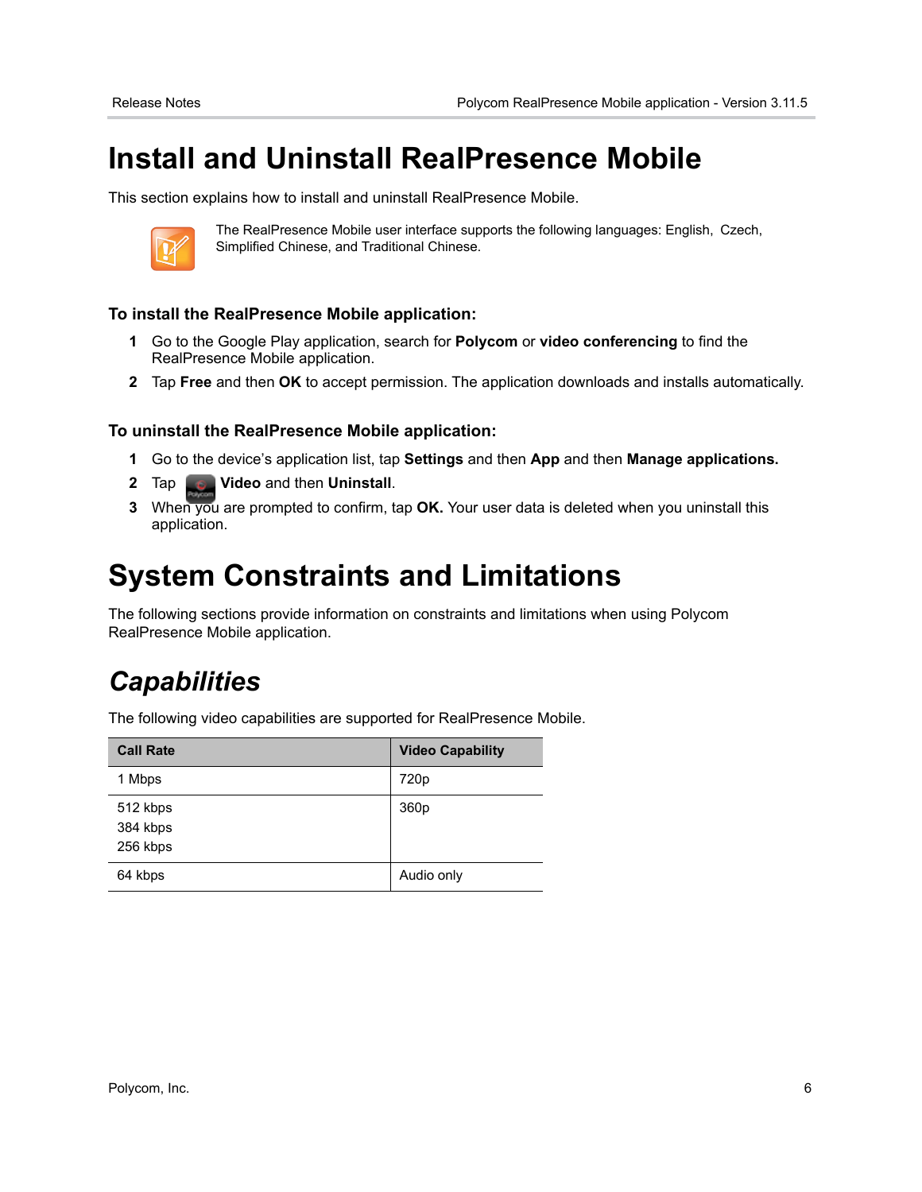# Install and Uninstall RealPresence Mobile

This section explains how to install and uninstall RealPresence Mobile.

The RealPresence Mobile user interface supports the following languages: English, Czech, Simplified Chinese, and Traditional Chinese.

### To install the RealPresence Mobile application:

1. Go to the Google Play application, search for **Polycom** or **video conferencing** to find the RealPresence Mobile application.
2. Tap **Free** and then **OK** to accept permission. The application downloads and installs automatically.

### To uninstall the RealPresence Mobile application:

1. Go to the device's application list, tap **Settings** and then **App** and then **Manage applications.**
2. Tap **Video** and then **Uninstall**.
3. When you are prompted to confirm, tap **OK.** Your user data is deleted when you uninstall this application.

# System Constraints and Limitations

The following sections provide information on constraints and limitations when using Polycom RealPresence Mobile application.

## *Capabilities*

The following video capabilities are supported for RealPresence Mobile.

| Call Rate | Video Capability |
| --- | --- |
| 1 Mbps | 720p |
| 512 kbps<br>384 kbps<br>256 kbps | 360p |
| 64 kbps | Audio only |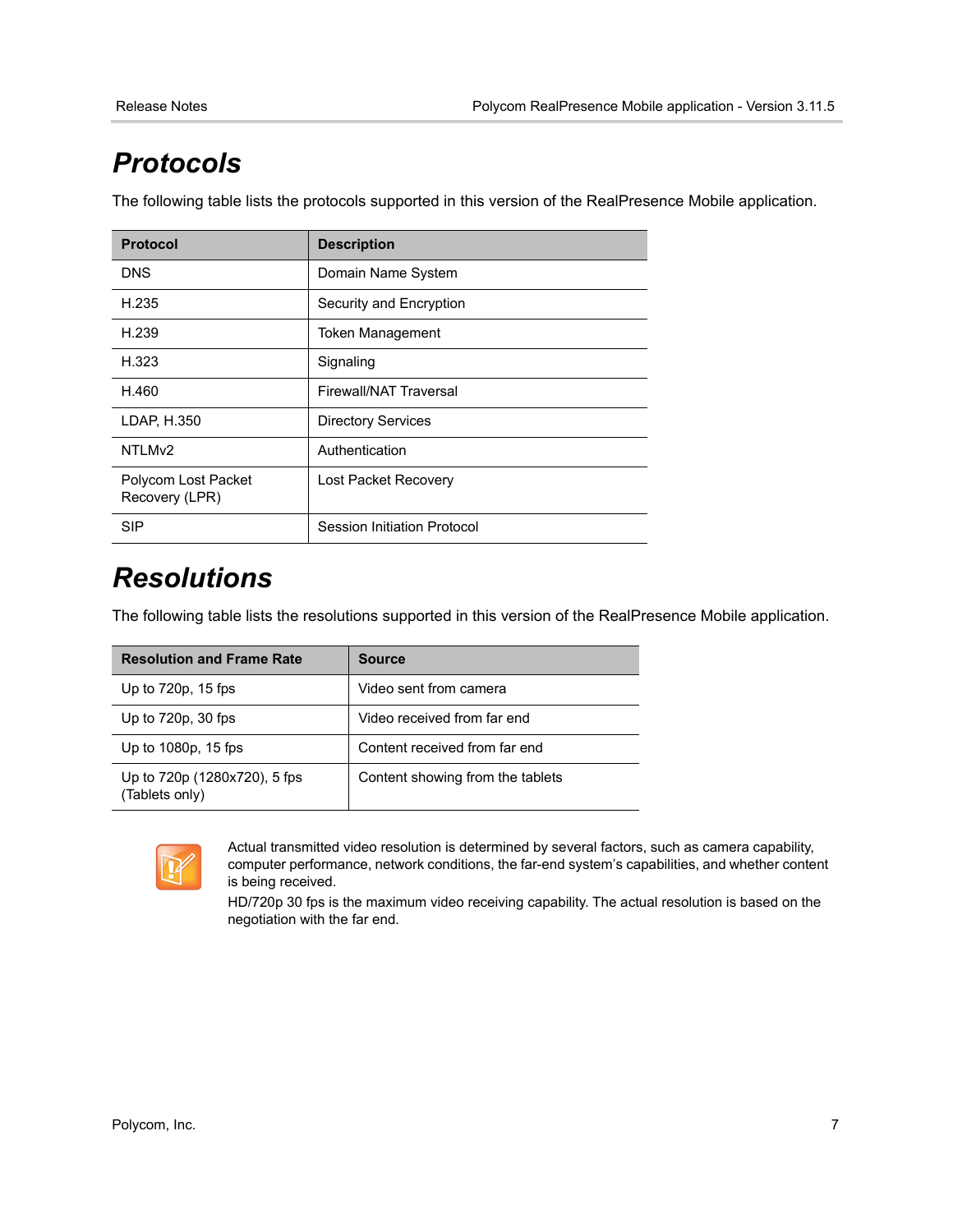# Protocols

The following table lists the protocols supported in this version of the RealPresence Mobile application.

| Protocol | Description |
|---|---|
| DNS | Domain Name System |
| H.235 | Security and Encryption |
| H.239 | Token Management |
| H.323 | Signaling |
| H.460 | Firewall/NAT Traversal |
| LDAP, H.350 | Directory Services |
| NTLMv2 | Authentication |
| Polycom Lost Packet Recovery (LPR) | Lost Packet Recovery |
| SIP | Session Initiation Protocol |

# Resolutions

The following table lists the resolutions supported in this version of the RealPresence Mobile application.

| Resolution and Frame Rate | Source |
|---|---|
| Up to 720p, 15 fps | Video sent from camera |
| Up to 720p, 30 fps | Video received from far end |
| Up to 1080p, 15 fps | Content received from far end |
| Up to 720p (1280x720), 5 fps (Tablets only) | Content showing from the tablets |

Actual transmitted video resolution is determined by several factors, such as camera capability, computer performance, network conditions, the far-end system's capabilities, and whether content is being received.

HD/720p 30 fps is the maximum video receiving capability. The actual resolution is based on the negotiation with the far end.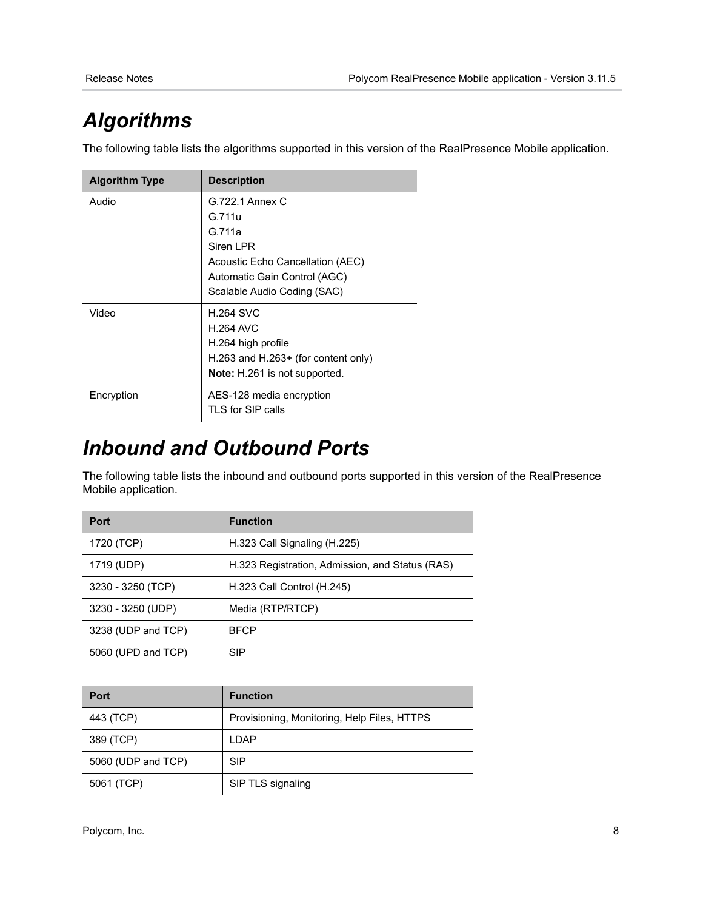# *Algorithms*

The following table lists the algorithms supported in this version of the RealPresence Mobile application.

| Algorithm Type | Description |
| --- | --- |
| Audio | G.722.1 Annex C<br>G.711u<br>G.711a<br>Siren LPR<br>Acoustic Echo Cancellation (AEC)<br>Automatic Gain Control (AGC)<br>Scalable Audio Coding (SAC) |
| Video | H.264 SVC<br>H.264 AVC<br>H.264 high profile<br>H.263 and H.263+ (for content only)<br>**Note:** H.261 is not supported. |
| Encryption | AES-128 media encryption<br>TLS for SIP calls |

# *Inbound and Outbound Ports*

The following table lists the inbound and outbound ports supported in this version of the RealPresence Mobile application.

| Port | Function |
| --- | --- |
| 1720 (TCP) | H.323 Call Signaling (H.225) |
| 1719 (UDP) | H.323 Registration, Admission, and Status (RAS) |
| 3230 - 3250 (TCP) | H.323 Call Control (H.245) |
| 3230 - 3250 (UDP) | Media (RTP/RTCP) |
| 3238 (UDP and TCP) | BFCP |
| 5060 (UPD and TCP) | SIP |

| Port | Function |
| --- | --- |
| 443 (TCP) | Provisioning, Monitoring, Help Files, HTTPS |
| 389 (TCP) | LDAP |
| 5060 (UDP and TCP) | SIP |
| 5061 (TCP) | SIP TLS signaling |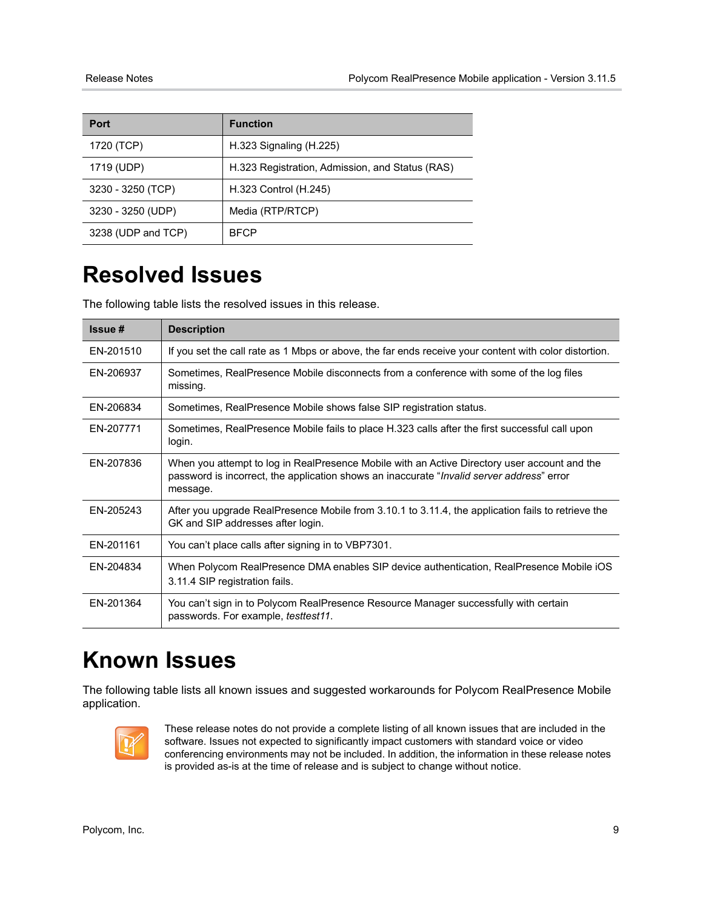| Port | Function |
| --- | --- |
| 1720 (TCP) | H.323 Signaling (H.225) |
| 1719 (UDP) | H.323 Registration, Admission, and Status (RAS) |
| 3230 - 3250 (TCP) | H.323 Control (H.245) |
| 3230 - 3250 (UDP) | Media (RTP/RTCP) |
| 3238 (UDP and TCP) | BFCP |

# Resolved Issues

The following table lists the resolved issues in this release.

| Issue # | Description |
| --- | --- |
| EN-201510 | If you set the call rate as 1 Mbps or above, the far ends receive your content with color distortion. |
| EN-206937 | Sometimes, RealPresence Mobile disconnects from a conference with some of the log files missing. |
| EN-206834 | Sometimes, RealPresence Mobile shows false SIP registration status. |
| EN-207771 | Sometimes, RealPresence Mobile fails to place H.323 calls after the first successful call upon login. |
| EN-207836 | When you attempt to log in RealPresence Mobile with an Active Directory user account and the password is incorrect, the application shows an inaccurate "*Invalid server address*" error message. |
| EN-205243 | After you upgrade RealPresence Mobile from 3.10.1 to 3.11.4, the application fails to retrieve the GK and SIP addresses after login. |
| EN-201161 | You can't place calls after signing in to VBP7301. |
| EN-204834 | When Polycom RealPresence DMA enables SIP device authentication, RealPresence Mobile iOS 3.11.4 SIP registration fails. |
| EN-201364 | You can't sign in to Polycom RealPresence Resource Manager successfully with certain passwords. For example, *testtest11*. |

# Known Issues

The following table lists all known issues and suggested workarounds for Polycom RealPresence Mobile application.

These release notes do not provide a complete listing of all known issues that are included in the software. Issues not expected to significantly impact customers with standard voice or video conferencing environments may not be included. In addition, the information in these release notes is provided as-is at the time of release and is subject to change without notice.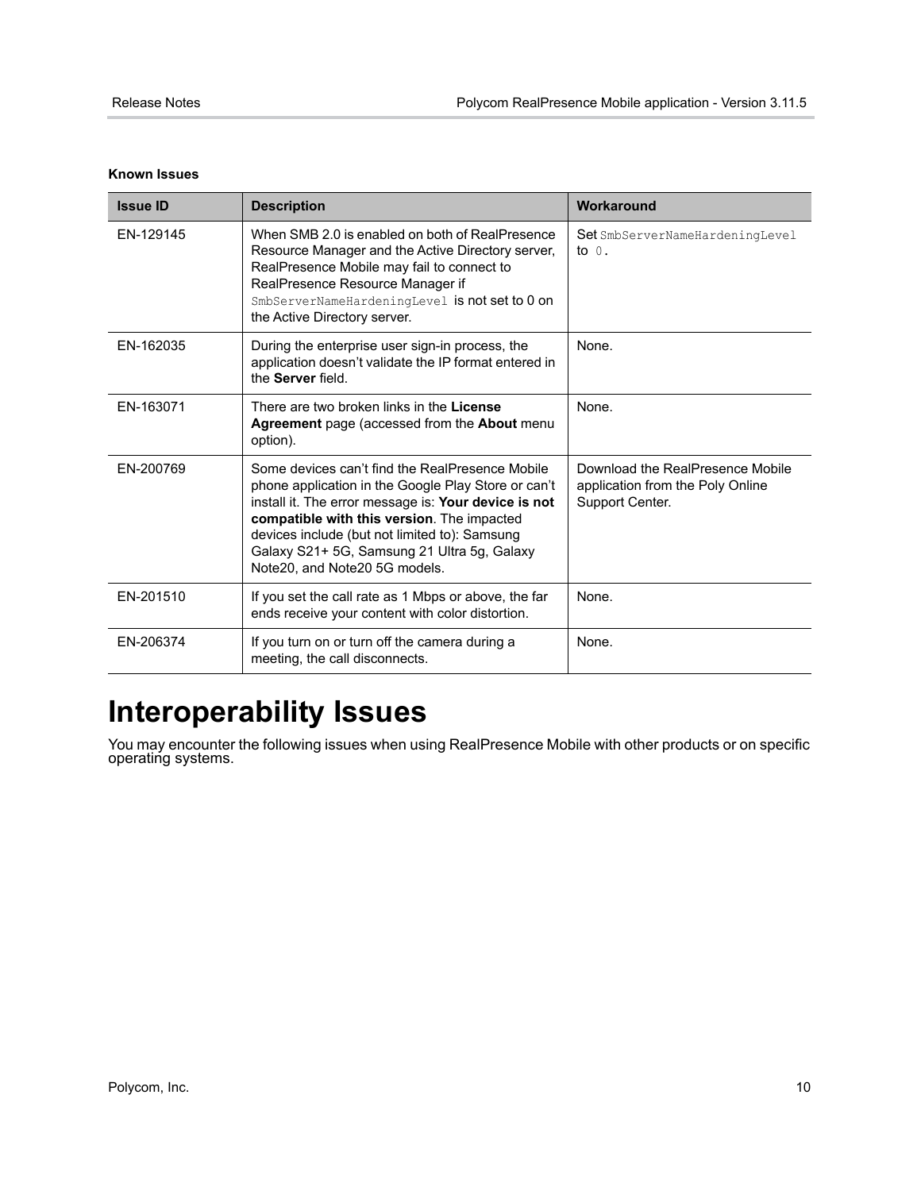**Known Issues**

| Issue ID | Description | Workaround |
|---|---|---|
| EN-129145 | When SMB 2.0 is enabled on both of RealPresence Resource Manager and the Active Directory server, RealPresence Mobile may fail to connect to RealPresence Resource Manager if `SmbServerNameHardeningLevel` is not set to 0 on the Active Directory server. | Set `SmbServerNameHardeningLevel` to `0`. |
| EN-162035 | During the enterprise user sign-in process, the application doesn't validate the IP format entered in the **Server** field. | None. |
| EN-163071 | There are two broken links in the **License Agreement** page (accessed from the **About** menu option). | None. |
| EN-200769 | Some devices can't find the RealPresence Mobile phone application in the Google Play Store or can't install it. The error message is: **Your device is not compatible with this version**. The impacted devices include (but not limited to): Samsung Galaxy S21+ 5G, Samsung 21 Ultra 5g, Galaxy Note20, and Note20 5G models. | Download the RealPresence Mobile application from the Poly Online Support Center. |
| EN-201510 | If you set the call rate as 1 Mbps or above, the far ends receive your content with color distortion. | None. |
| EN-206374 | If you turn on or turn off the camera during a meeting, the call disconnects. | None. |

# Interoperability Issues

You may encounter the following issues when using RealPresence Mobile with other products or on specific operating systems.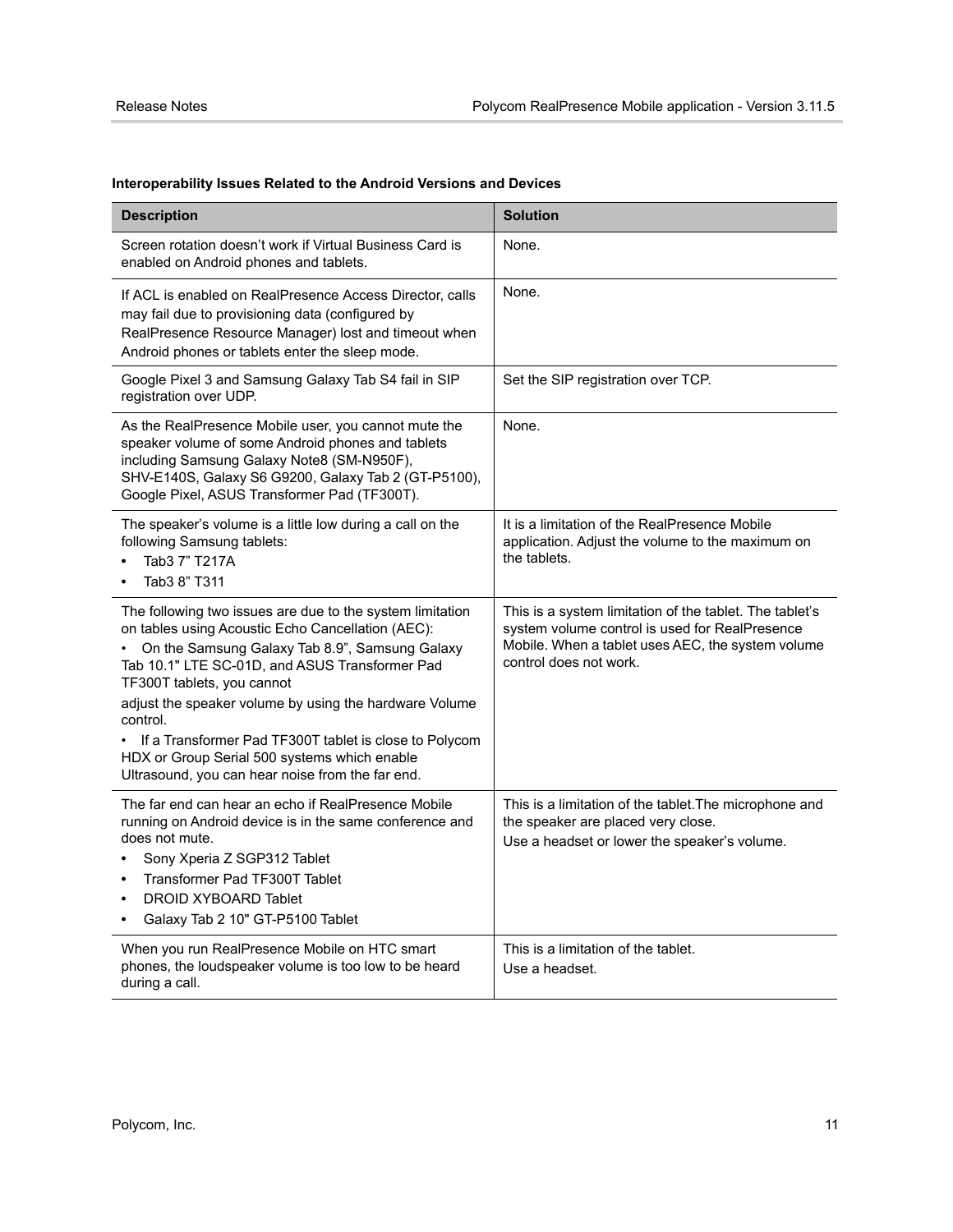**Interoperability Issues Related to the Android Versions and Devices**

| Description | Solution |
| --- | --- |
| Screen rotation doesn't work if Virtual Business Card is enabled on Android phones and tablets. | None. |
| If ACL is enabled on RealPresence Access Director, calls may fail due to provisioning data (configured by RealPresence Resource Manager) lost and timeout when Android phones or tablets enter the sleep mode. | None. |
| Google Pixel 3 and Samsung Galaxy Tab S4 fail in SIP registration over UDP. | Set the SIP registration over TCP. |
| As the RealPresence Mobile user, you cannot mute the speaker volume of some Android phones and tablets including Samsung Galaxy Note8 (SM-N950F), SHV-E140S, Galaxy S6 G9200, Galaxy Tab 2 (GT-P5100), Google Pixel, ASUS Transformer Pad (TF300T). | None. |
| The speaker's volume is a little low during a call on the following Samsung tablets:<br>• Tab3 7" T217A<br>• Tab3 8" T311 | It is a limitation of the RealPresence Mobile application. Adjust the volume to the maximum on the tablets. |
| The following two issues are due to the system limitation on tables using Acoustic Echo Cancellation (AEC):<br>• On the Samsung Galaxy Tab 8.9", Samsung Galaxy Tab 10.1" LTE SC-01D, and ASUS Transformer Pad TF300T tablets, you cannot adjust the speaker volume by using the hardware Volume control.<br>• If a Transformer Pad TF300T tablet is close to Polycom HDX or Group Serial 500 systems which enable Ultrasound, you can hear noise from the far end. | This is a system limitation of the tablet. The tablet's system volume control is used for RealPresence Mobile. When a tablet uses AEC, the system volume control does not work. |
| The far end can hear an echo if RealPresence Mobile running on Android device is in the same conference and does not mute.<br>• Sony Xperia Z SGP312 Tablet<br>• Transformer Pad TF300T Tablet<br>• DROID XYBOARD Tablet<br>• Galaxy Tab 2 10" GT-P5100 Tablet | This is a limitation of the tablet.The microphone and the speaker are placed very close.<br>Use a headset or lower the speaker's volume. |
| When you run RealPresence Mobile on HTC smart phones, the loudspeaker volume is too low to be heard during a call. | This is a limitation of the tablet.<br>Use a headset. |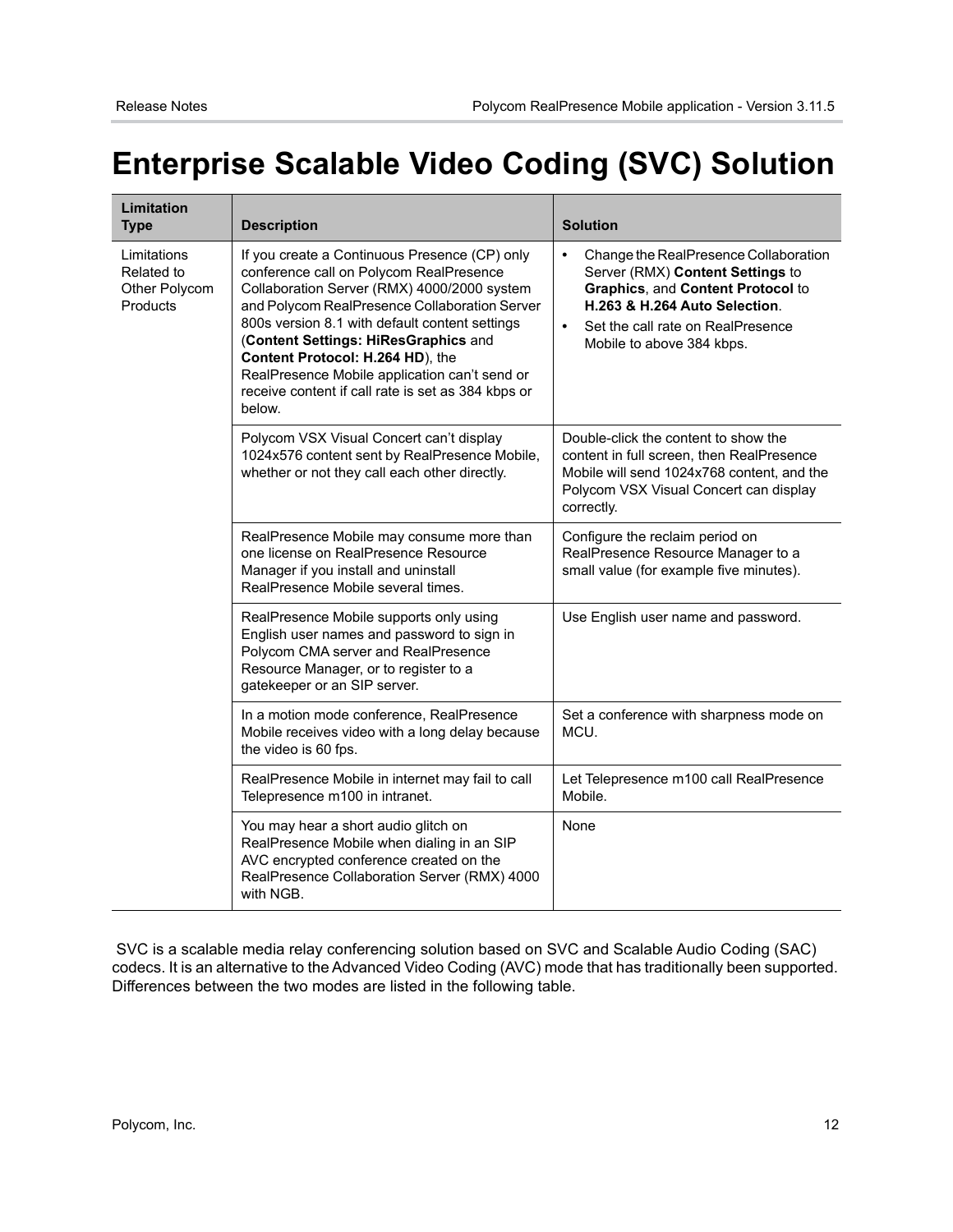# Enterprise Scalable Video Coding (SVC) Solution

| Limitation Type | Description | Solution |
| --- | --- | --- |
| Limitations Related to Other Polycom Products | If you create a Continuous Presence (CP) only conference call on Polycom RealPresence Collaboration Server (RMX) 4000/2000 system and Polycom RealPresence Collaboration Server 800s version 8.1 with default content settings (**Content Settings: HiResGraphics** and **Content Protocol: H.264 HD**), the RealPresence Mobile application can't send or receive content if call rate is set as 384 kbps or below. | • Change the RealPresence Collaboration Server (RMX) **Content Settings** to **Graphics**, and **Content Protocol** to **H.263 & H.264 Auto Selection**.<br>• Set the call rate on RealPresence Mobile to above 384 kbps. |
| | Polycom VSX Visual Concert can't display 1024x576 content sent by RealPresence Mobile, whether or not they call each other directly. | Double-click the content to show the content in full screen, then RealPresence Mobile will send 1024x768 content, and the Polycom VSX Visual Concert can display correctly. |
| | RealPresence Mobile may consume more than one license on RealPresence Resource Manager if you install and uninstall RealPresence Mobile several times. | Configure the reclaim period on RealPresence Resource Manager to a small value (for example five minutes). |
| | RealPresence Mobile supports only using English user names and password to sign in Polycom CMA server and RealPresence Resource Manager, or to register to a gatekeeper or an SIP server. | Use English user name and password. |
| | In a motion mode conference, RealPresence Mobile receives video with a long delay because the video is 60 fps. | Set a conference with sharpness mode on MCU. |
| | RealPresence Mobile in internet may fail to call Telepresence m100 in intranet. | Let Telepresence m100 call RealPresence Mobile. |
| | You may hear a short audio glitch on RealPresence Mobile when dialing in an SIP AVC encrypted conference created on the RealPresence Collaboration Server (RMX) 4000 with NGB. | None |

SVC is a scalable media relay conferencing solution based on SVC and Scalable Audio Coding (SAC) codecs. It is an alternative to the Advanced Video Coding (AVC) mode that has traditionally been supported. Differences between the two modes are listed in the following table.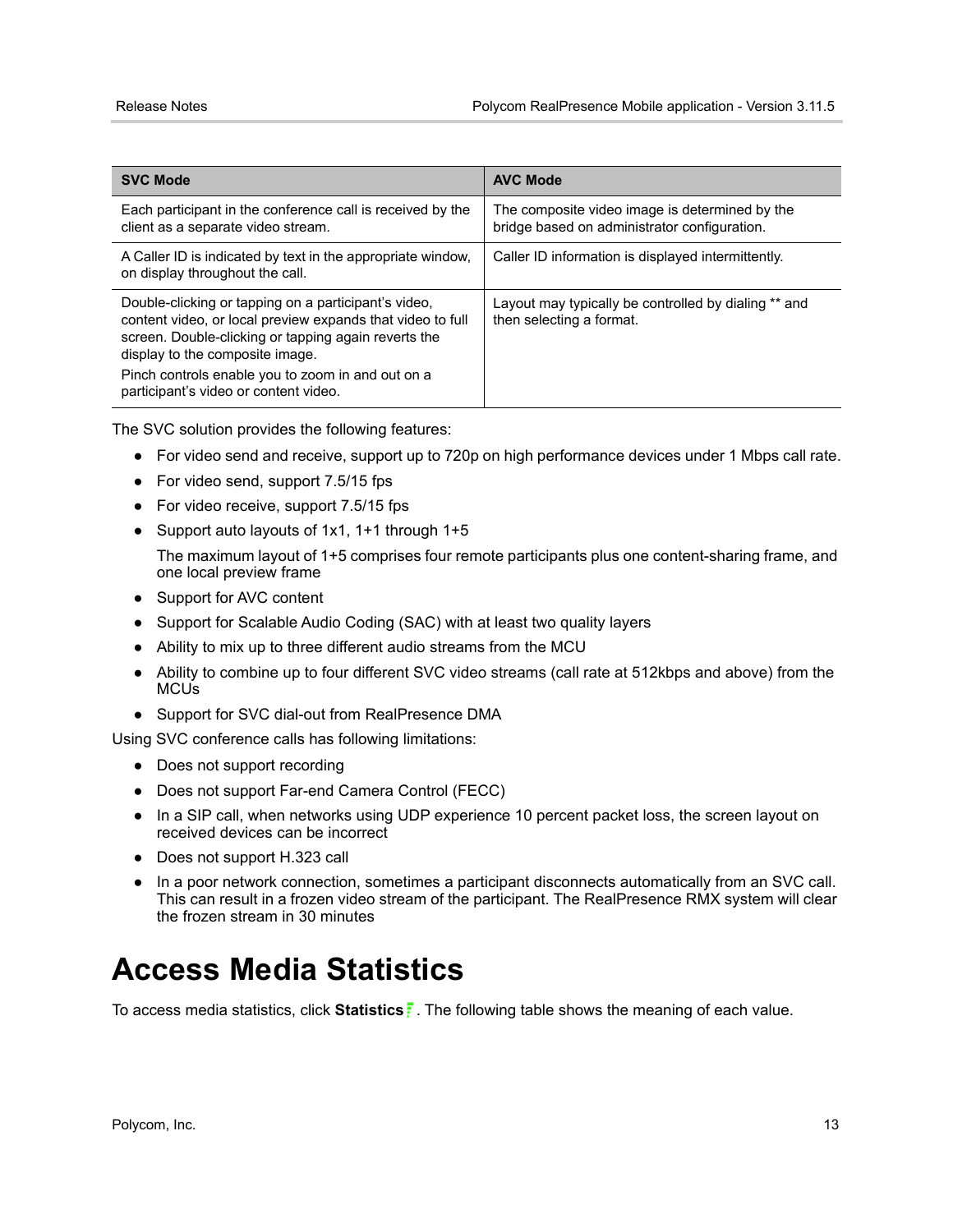| SVC Mode | AVC Mode |
| --- | --- |
| Each participant in the conference call is received by the client as a separate video stream. | The composite video image is determined by the bridge based on administrator configuration. |
| A Caller ID is indicated by text in the appropriate window, on display throughout the call. | Caller ID information is displayed intermittently. |
| Double-clicking or tapping on a participant's video, content video, or local preview expands that video to full screen. Double-clicking or tapping again reverts the display to the composite image.<br>Pinch controls enable you to zoom in and out on a participant's video or content video. | Layout may typically be controlled by dialing ** and then selecting a format. |

The SVC solution provides the following features:

- For video send and receive, support up to 720p on high performance devices under 1 Mbps call rate.
- For video send, support 7.5/15 fps
- For video receive, support 7.5/15 fps
- Support auto layouts of 1x1, 1+1 through 1+5

  The maximum layout of 1+5 comprises four remote participants plus one content-sharing frame, and one local preview frame
- Support for AVC content
- Support for Scalable Audio Coding (SAC) with at least two quality layers
- Ability to mix up to three different audio streams from the MCU
- Ability to combine up to four different SVC video streams (call rate at 512kbps and above) from the MCUs
- Support for SVC dial-out from RealPresence DMA

Using SVC conference calls has following limitations:

- Does not support recording
- Does not support Far-end Camera Control (FECC)
- In a SIP call, when networks using UDP experience 10 percent packet loss, the screen layout on received devices can be incorrect
- Does not support H.323 call
- In a poor network connection, sometimes a participant disconnects automatically from an SVC call. This can result in a frozen video stream of the participant. The RealPresence RMX system will clear the frozen stream in 30 minutes

# Access Media Statistics

To access media statistics, click **Statistics**. The following table shows the meaning of each value.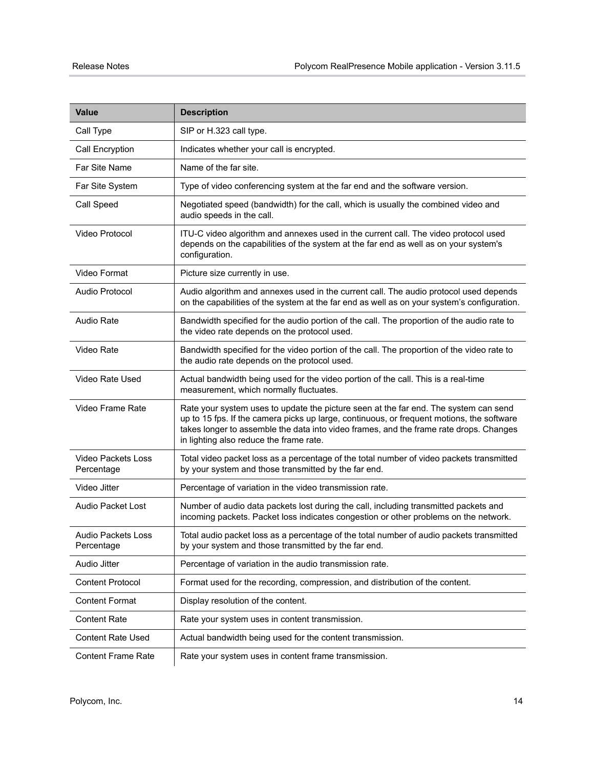| Value | Description |
| --- | --- |
| Call Type | SIP or H.323 call type. |
| Call Encryption | Indicates whether your call is encrypted. |
| Far Site Name | Name of the far site. |
| Far Site System | Type of video conferencing system at the far end and the software version. |
| Call Speed | Negotiated speed (bandwidth) for the call, which is usually the combined video and audio speeds in the call. |
| Video Protocol | ITU-C video algorithm and annexes used in the current call. The video protocol used depends on the capabilities of the system at the far end as well as on your system's configuration. |
| Video Format | Picture size currently in use. |
| Audio Protocol | Audio algorithm and annexes used in the current call. The audio protocol used depends on the capabilities of the system at the far end as well as on your system's configuration. |
| Audio Rate | Bandwidth specified for the audio portion of the call. The proportion of the audio rate to the video rate depends on the protocol used. |
| Video Rate | Bandwidth specified for the video portion of the call. The proportion of the video rate to the audio rate depends on the protocol used. |
| Video Rate Used | Actual bandwidth being used for the video portion of the call. This is a real-time measurement, which normally fluctuates. |
| Video Frame Rate | Rate your system uses to update the picture seen at the far end. The system can send up to 15 fps. If the camera picks up large, continuous, or frequent motions, the software takes longer to assemble the data into video frames, and the frame rate drops. Changes in lighting also reduce the frame rate. |
| Video Packets Loss Percentage | Total video packet loss as a percentage of the total number of video packets transmitted by your system and those transmitted by the far end. |
| Video Jitter | Percentage of variation in the video transmission rate. |
| Audio Packet Lost | Number of audio data packets lost during the call, including transmitted packets and incoming packets. Packet loss indicates congestion or other problems on the network. |
| Audio Packets Loss Percentage | Total audio packet loss as a percentage of the total number of audio packets transmitted by your system and those transmitted by the far end. |
| Audio Jitter | Percentage of variation in the audio transmission rate. |
| Content Protocol | Format used for the recording, compression, and distribution of the content. |
| Content Format | Display resolution of the content. |
| Content Rate | Rate your system uses in content transmission. |
| Content Rate Used | Actual bandwidth being used for the content transmission. |
| Content Frame Rate | Rate your system uses in content frame transmission. |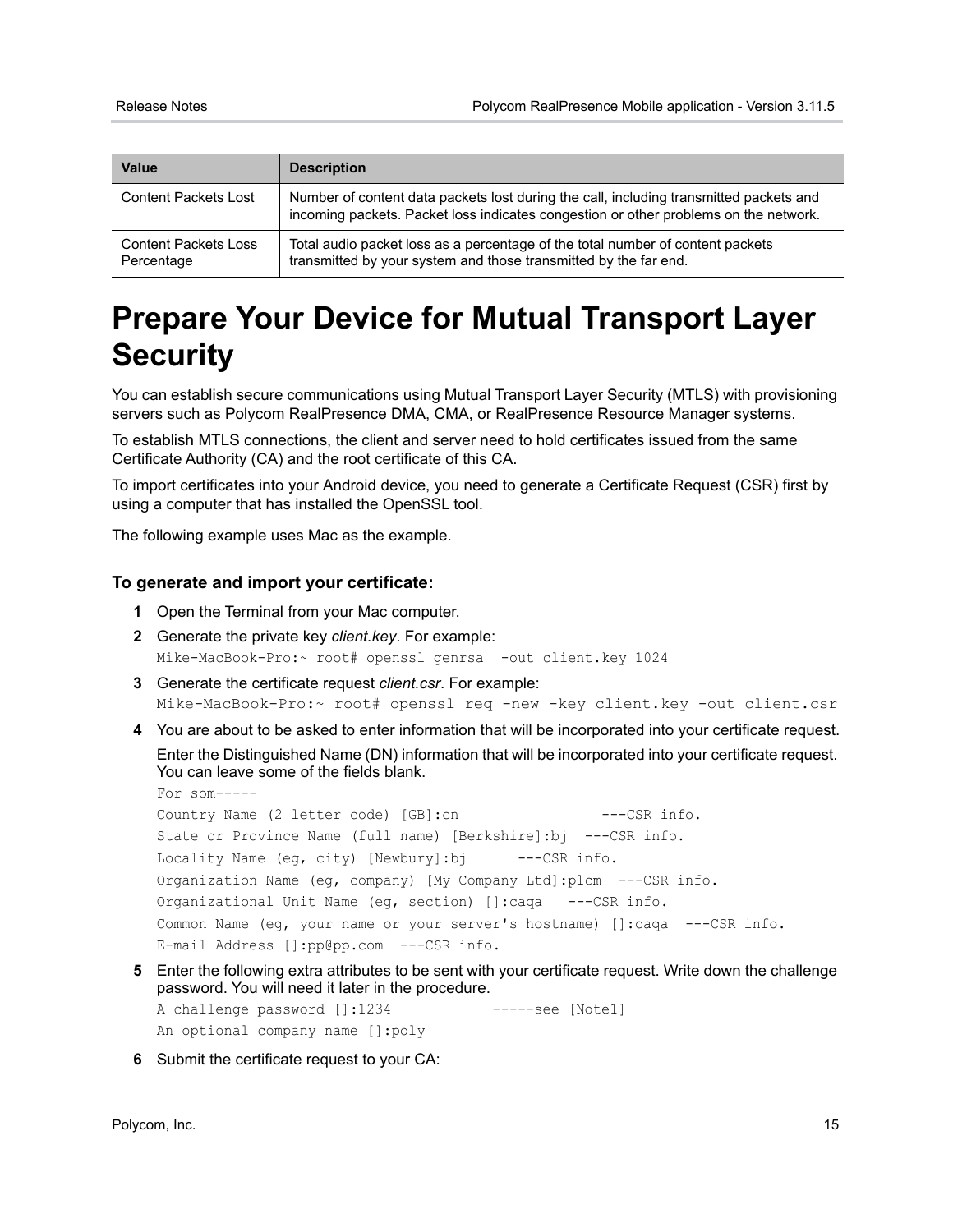| Value | Description |
| --- | --- |
| Content Packets Lost | Number of content data packets lost during the call, including transmitted packets and incoming packets. Packet loss indicates congestion or other problems on the network. |
| Content Packets Loss Percentage | Total audio packet loss as a percentage of the total number of content packets transmitted by your system and those transmitted by the far end. |

# Prepare Your Device for Mutual Transport Layer Security

You can establish secure communications using Mutual Transport Layer Security (MTLS) with provisioning servers such as Polycom RealPresence DMA, CMA, or RealPresence Resource Manager systems.

To establish MTLS connections, the client and server need to hold certificates issued from the same Certificate Authority (CA) and the root certificate of this CA.

To import certificates into your Android device, you need to generate a Certificate Request (CSR) first by using a computer that has installed the OpenSSL tool.

The following example uses Mac as the example.

### To generate and import your certificate:

1 Open the Terminal from your Mac computer.

2 Generate the private key *client.key*. For example:

```
Mike-MacBook-Pro:~ root# openssl genrsa  -out client.key 1024
```

3 Generate the certificate request *client.csr*. For example:

```
Mike-MacBook-Pro:~ root# openssl req -new -key client.key -out client.csr
```

4 You are about to be asked to enter information that will be incorporated into your certificate request.

Enter the Distinguished Name (DN) information that will be incorporated into your certificate request. You can leave some of the fields blank.

```
For som-----
Country Name (2 letter code) [GB]:cn                 ---CSR info.
State or Province Name (full name) [Berkshire]:bj  ---CSR info.
Locality Name (eg, city) [Newbury]:bj      ---CSR info.
Organization Name (eg, company) [My Company Ltd]:plcm  ---CSR info.
Organizational Unit Name (eg, section) []:caqa   ---CSR info.
Common Name (eg, your name or your server's hostname) []:caqa  ---CSR info.
E-mail Address []:pp@pp.com  ---CSR info.
```

5 Enter the following extra attributes to be sent with your certificate request. Write down the challenge password. You will need it later in the procedure.

```
A challenge password []:1234           -----see [Note1]
An optional company name []:poly
```

6 Submit the certificate request to your CA: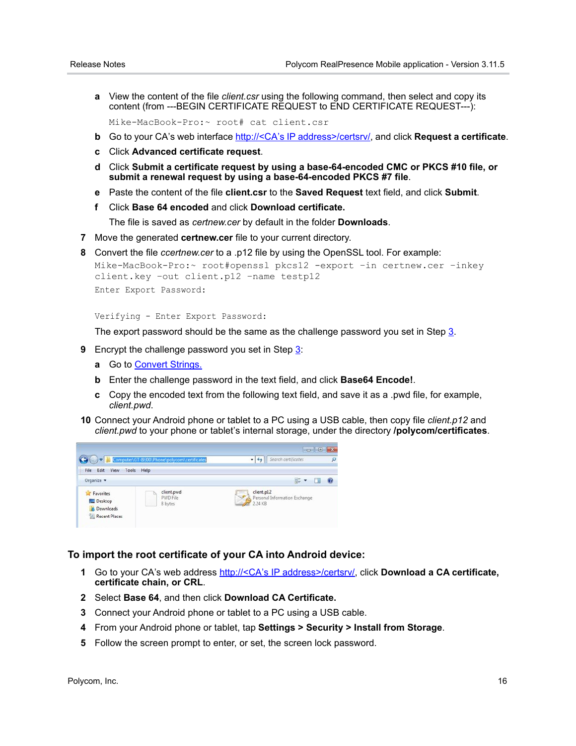a View the content of the file *client.csr* using the following command, then select and copy its content (from ---BEGIN CERTIFICATE REQUEST to END CERTIFICATE REQUEST---):

```
Mike-MacBook-Pro:~ root# cat client.csr
```

b Go to your CA's web interface http://<CA's IP address>/certsrv/, and click **Request a certificate**.

c Click **Advanced certificate request**.

d Click **Submit a certificate request by using a base-64-encoded CMC or PKCS #10 file, or submit a renewal request by using a base-64-encoded PKCS #7 file**.

e Paste the content of the file **client.csr** to the **Saved Request** text field, and click **Submit**.

f Click **Base 64 encoded** and click **Download certificate.**

The file is saved as *certnew.cer* by default in the folder **Downloads**.

7 Move the generated **certnew.cer** file to your current directory.

8 Convert the file *ccertnew.cer* to a .p12 file by using the OpenSSL tool. For example:

```
Mike-MacBook-Pro:~ root#openssl pkcs12 -export -in certnew.cer -inkey
client.key -out client.p12 -name testp12
Enter Export Password:

Verifying - Enter Export Password:
```

The export password should be the same as the challenge password you set in Step 3.

9 Encrypt the challenge password you set in Step 3:

a Go to Convert Strings.

b Enter the challenge password in the text field, and click **Base64 Encode!**.

c Copy the encoded text from the following text field, and save it as a .pwd file, for example, *client.pwd*.

10 Connect your Android phone or tablet to a PC using a USB cable, then copy file *client.p12* and *client.pwd* to your phone or tablet's internal storage, under the directory **/polycom/certificates**.

### To import the root certificate of your CA into Android device:

1 Go to your CA's web address http://<CA's IP address>/certsrv/, click **Download a CA certificate, certificate chain, or CRL**.

2 Select **Base 64**, and then click **Download CA Certificate.**

3 Connect your Android phone or tablet to a PC using a USB cable.

4 From your Android phone or tablet, tap **Settings > Security > Install from Storage**.

5 Follow the screen prompt to enter, or set, the screen lock password.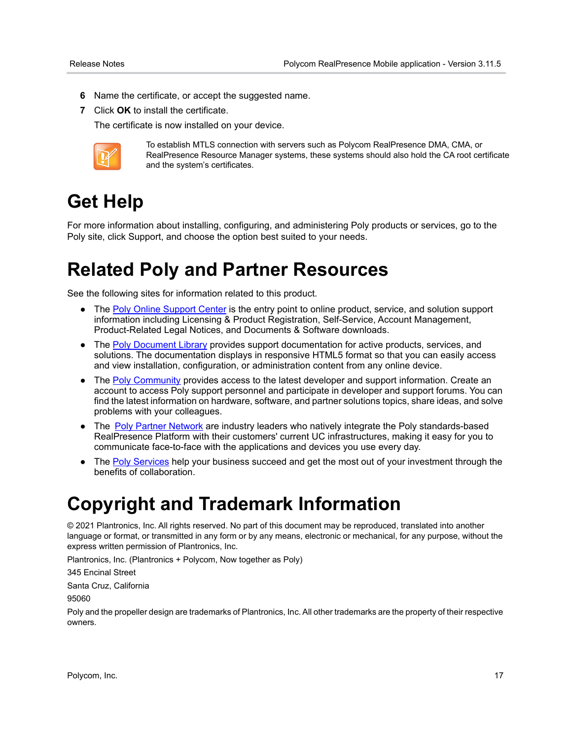6 Name the certificate, or accept the suggested name.

7 Click **OK** to install the certificate.

The certificate is now installed on your device.

To establish MTLS connection with servers such as Polycom RealPresence DMA, CMA, or RealPresence Resource Manager systems, these systems should also hold the CA root certificate and the system's certificates.

# Get Help

For more information about installing, configuring, and administering Poly products or services, go to the Poly site, click Support, and choose the option best suited to your needs.

# Related Poly and Partner Resources

See the following sites for information related to this product.

- The Poly Online Support Center is the entry point to online product, service, and solution support information including Licensing & Product Registration, Self-Service, Account Management, Product-Related Legal Notices, and Documents & Software downloads.
- The Poly Document Library provides support documentation for active products, services, and solutions. The documentation displays in responsive HTML5 format so that you can easily access and view installation, configuration, or administration content from any online device.
- The Poly Community provides access to the latest developer and support information. Create an account to access Poly support personnel and participate in developer and support forums. You can find the latest information on hardware, software, and partner solutions topics, share ideas, and solve problems with your colleagues.
- The Poly Partner Network are industry leaders who natively integrate the Poly standards-based RealPresence Platform with their customers' current UC infrastructures, making it easy for you to communicate face-to-face with the applications and devices you use every day.
- The Poly Services help your business succeed and get the most out of your investment through the benefits of collaboration.

# Copyright and Trademark Information

© 2021 Plantronics, Inc. All rights reserved. No part of this document may be reproduced, translated into another language or format, or transmitted in any form or by any means, electronic or mechanical, for any purpose, without the express written permission of Plantronics, Inc.

Plantronics, Inc. (Plantronics + Polycom, Now together as Poly)

345 Encinal Street

Santa Cruz, California

95060

Poly and the propeller design are trademarks of Plantronics, Inc. All other trademarks are the property of their respective owners.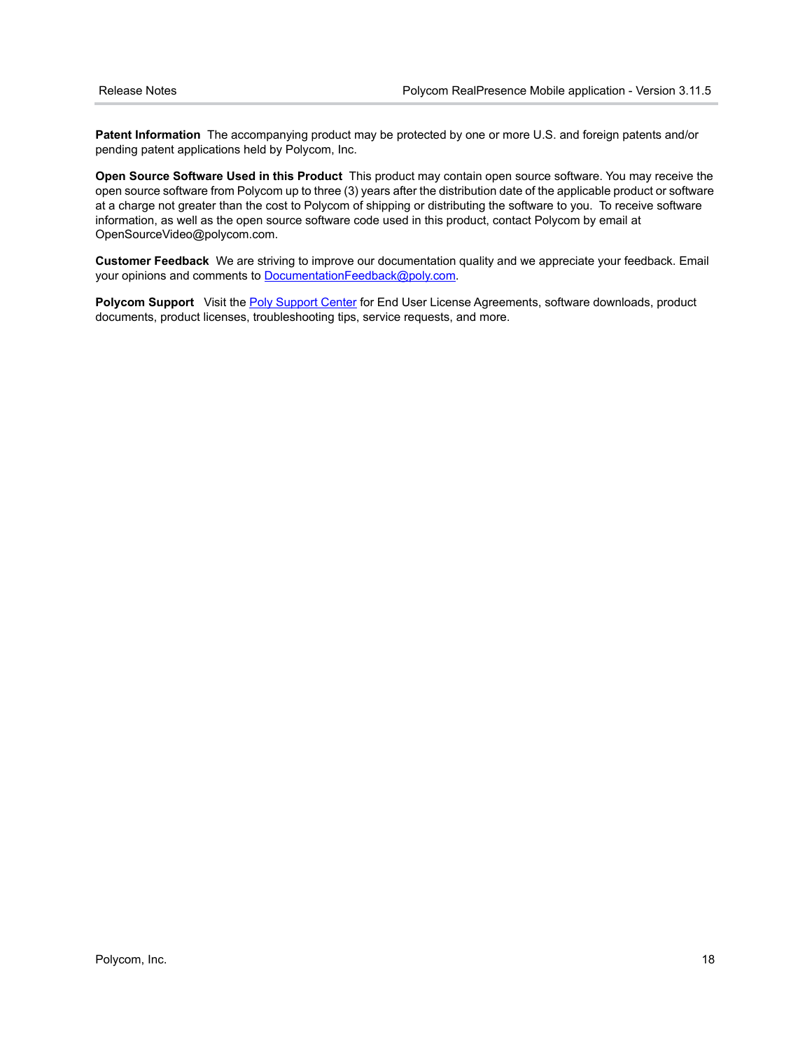**Patent Information** The accompanying product may be protected by one or more U.S. and foreign patents and/or pending patent applications held by Polycom, Inc.

**Open Source Software Used in this Product** This product may contain open source software. You may receive the open source software from Polycom up to three (3) years after the distribution date of the applicable product or software at a charge not greater than the cost to Polycom of shipping or distributing the software to you. To receive software information, as well as the open source software code used in this product, contact Polycom by email at OpenSourceVideo@polycom.com.

**Customer Feedback** We are striving to improve our documentation quality and we appreciate your feedback. Email your opinions and comments to DocumentationFeedback@poly.com.

**Polycom Support** Visit the Poly Support Center for End User License Agreements, software downloads, product documents, product licenses, troubleshooting tips, service requests, and more.